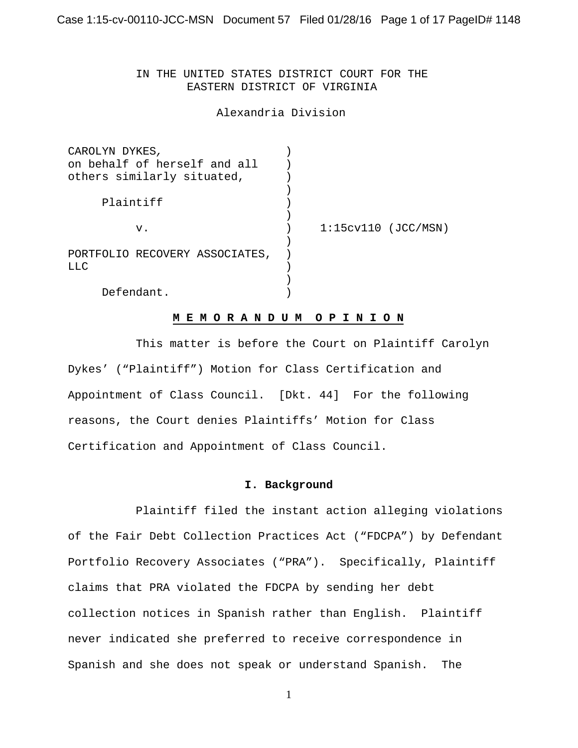IN THE UNITED STATES DISTRICT COURT FOR THE
EASTERN DISTRICT OF VIRGINIA

Alexandria Division

| | | |
|---|---|---|
| CAROLYN DYKES, on behalf of herself and all others similarly situated, | ) | |
| Plaintiff | ) | |
| v. | ) | 1:15cv110 (JCC/MSN) |
| PORTFOLIO RECOVERY ASSOCIATES, LLC | ) | |
| Defendant. | ) | |

**M E M O R A N D U M   O P I N I O N**

This matter is before the Court on Plaintiff Carolyn Dykes' ("Plaintiff") Motion for Class Certification and Appointment of Class Council. [Dkt. 44] For the following reasons, the Court denies Plaintiffs' Motion for Class Certification and Appointment of Class Council.

## I. Background

Plaintiff filed the instant action alleging violations of the Fair Debt Collection Practices Act ("FDCPA") by Defendant Portfolio Recovery Associates ("PRA"). Specifically, Plaintiff claims that PRA violated the FDCPA by sending her debt collection notices in Spanish rather than English. Plaintiff never indicated she preferred to receive correspondence in Spanish and she does not speak or understand Spanish. The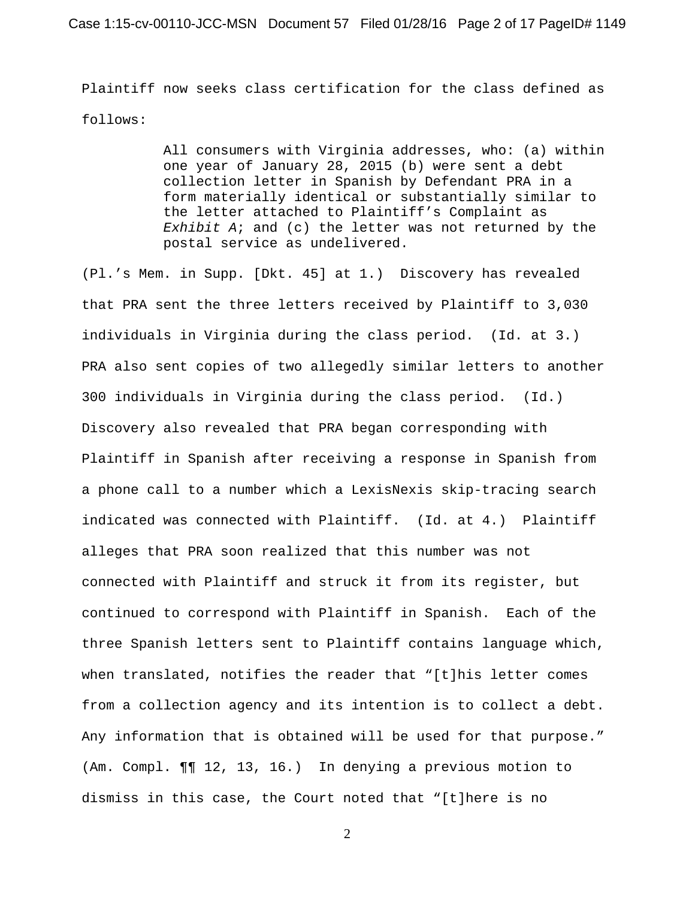Plaintiff now seeks class certification for the class defined as follows:

> All consumers with Virginia addresses, who: (a) within one year of January 28, 2015 (b) were sent a debt collection letter in Spanish by Defendant PRA in a form materially identical or substantially similar to the letter attached to Plaintiff's Complaint as *Exhibit A*; and (c) the letter was not returned by the postal service as undelivered.

(Pl.'s Mem. in Supp. [Dkt. 45] at 1.) Discovery has revealed that PRA sent the three letters received by Plaintiff to 3,030 individuals in Virginia during the class period. (Id. at 3.) PRA also sent copies of two allegedly similar letters to another 300 individuals in Virginia during the class period. (Id.) Discovery also revealed that PRA began corresponding with Plaintiff in Spanish after receiving a response in Spanish from a phone call to a number which a LexisNexis skip-tracing search indicated was connected with Plaintiff. (Id. at 4.) Plaintiff alleges that PRA soon realized that this number was not connected with Plaintiff and struck it from its register, but continued to correspond with Plaintiff in Spanish. Each of the three Spanish letters sent to Plaintiff contains language which, when translated, notifies the reader that "[t]his letter comes from a collection agency and its intention is to collect a debt. Any information that is obtained will be used for that purpose." (Am. Compl. ¶¶ 12, 13, 16.) In denying a previous motion to dismiss in this case, the Court noted that "[t]here is no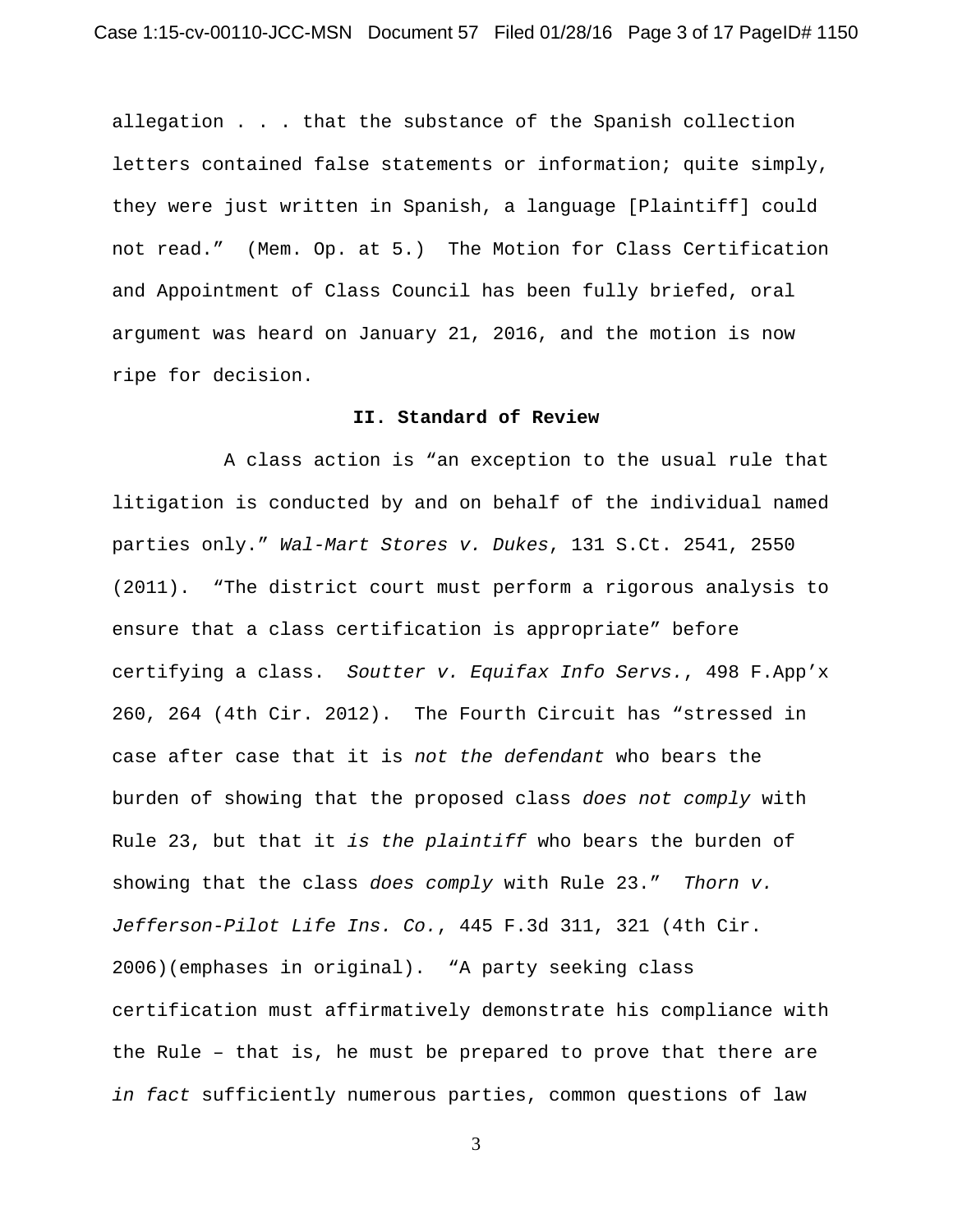allegation . . . that the substance of the Spanish collection letters contained false statements or information; quite simply, they were just written in Spanish, a language [Plaintiff] could not read." (Mem. Op. at 5.) The Motion for Class Certification and Appointment of Class Council has been fully briefed, oral argument was heard on January 21, 2016, and the motion is now ripe for decision.

## II. Standard of Review

A class action is "an exception to the usual rule that litigation is conducted by and on behalf of the individual named parties only." *Wal-Mart Stores v. Dukes*, 131 S.Ct. 2541, 2550 (2011). "The district court must perform a rigorous analysis to ensure that a class certification is appropriate" before certifying a class. *Soutter v. Equifax Info Servs.*, 498 F.App'x 260, 264 (4th Cir. 2012). The Fourth Circuit has "stressed in case after case that it is *not the defendant* who bears the burden of showing that the proposed class *does not comply* with Rule 23, but that it *is the plaintiff* who bears the burden of showing that the class *does comply* with Rule 23." *Thorn v. Jefferson-Pilot Life Ins. Co.*, 445 F.3d 311, 321 (4th Cir. 2006)(emphases in original). "A party seeking class certification must affirmatively demonstrate his compliance with the Rule – that is, he must be prepared to prove that there are *in fact* sufficiently numerous parties, common questions of law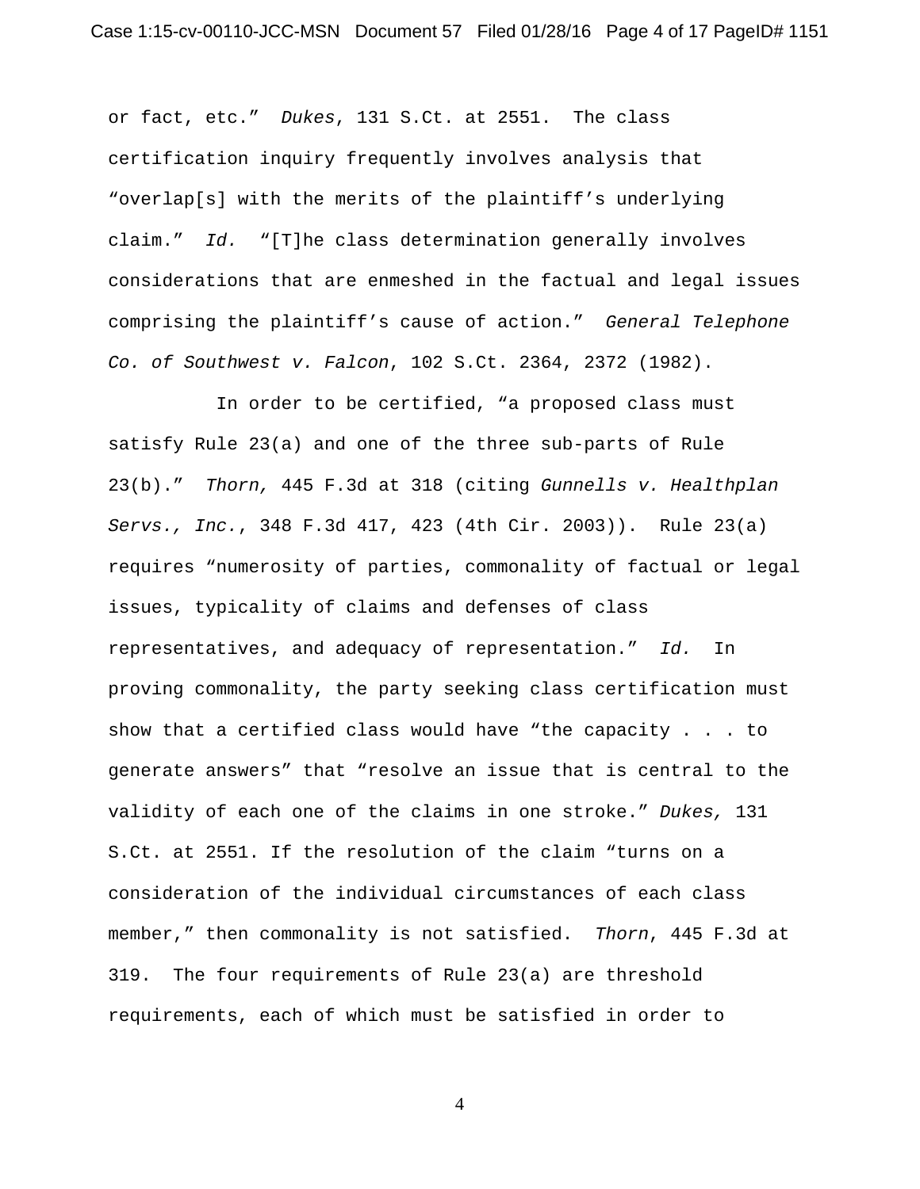or fact, etc." *Dukes*, 131 S.Ct. at 2551. The class certification inquiry frequently involves analysis that "overlap[s] with the merits of the plaintiff's underlying claim." *Id.* "[T]he class determination generally involves considerations that are enmeshed in the factual and legal issues comprising the plaintiff's cause of action." *General Telephone Co. of Southwest v. Falcon*, 102 S.Ct. 2364, 2372 (1982).

In order to be certified, "a proposed class must satisfy Rule 23(a) and one of the three sub-parts of Rule 23(b)." *Thorn,* 445 F.3d at 318 (citing *Gunnells v. Healthplan Servs., Inc.*, 348 F.3d 417, 423 (4th Cir. 2003)). Rule 23(a) requires "numerosity of parties, commonality of factual or legal issues, typicality of claims and defenses of class representatives, and adequacy of representation." *Id.* In proving commonality, the party seeking class certification must show that a certified class would have "the capacity . . . to generate answers" that "resolve an issue that is central to the validity of each one of the claims in one stroke." *Dukes,* 131 S.Ct. at 2551. If the resolution of the claim "turns on a consideration of the individual circumstances of each class member," then commonality is not satisfied. *Thorn*, 445 F.3d at 319. The four requirements of Rule 23(a) are threshold requirements, each of which must be satisfied in order to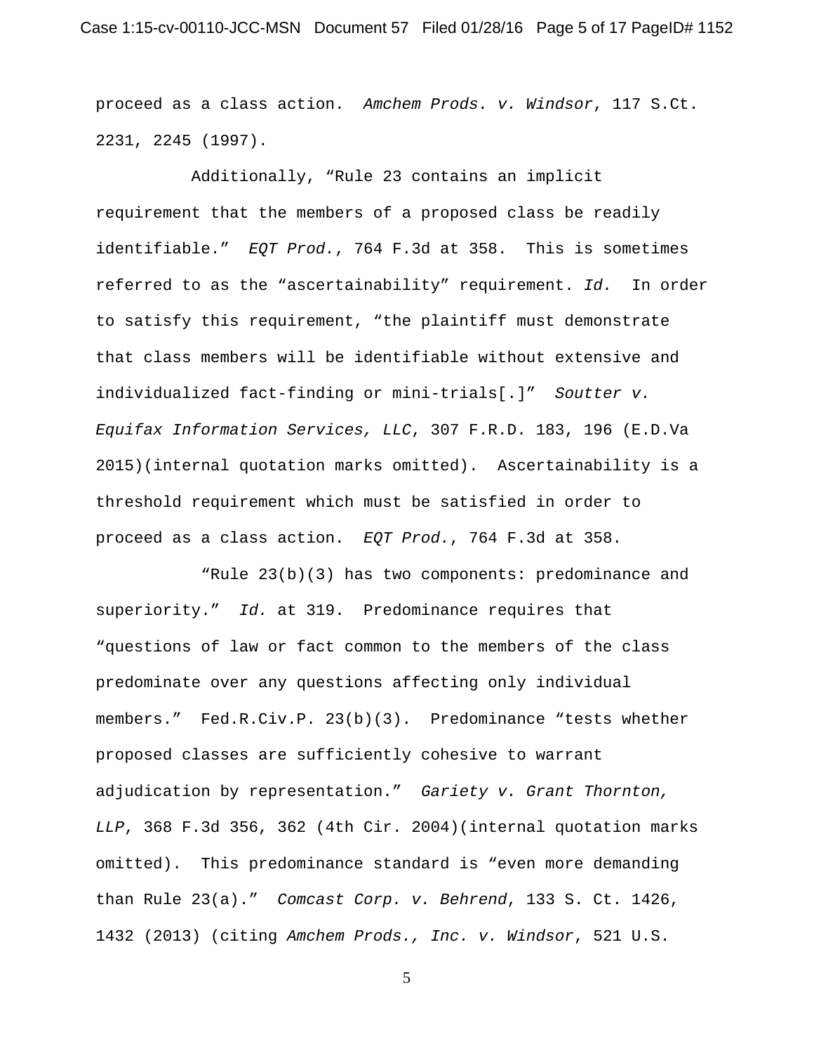proceed as a class action. *Amchem Prods. v. Windsor*, 117 S.Ct. 2231, 2245 (1997).

Additionally, "Rule 23 contains an implicit requirement that the members of a proposed class be readily identifiable." *EQT Prod.*, 764 F.3d at 358. This is sometimes referred to as the "ascertainability" requirement. *Id.* In order to satisfy this requirement, "the plaintiff must demonstrate that class members will be identifiable without extensive and individualized fact-finding or mini-trials[.]" *Soutter v. Equifax Information Services, LLC*, 307 F.R.D. 183, 196 (E.D.Va 2015)(internal quotation marks omitted). Ascertainability is a threshold requirement which must be satisfied in order to proceed as a class action. *EQT Prod.*, 764 F.3d at 358.

"Rule 23(b)(3) has two components: predominance and superiority." *Id.* at 319. Predominance requires that "questions of law or fact common to the members of the class predominate over any questions affecting only individual members." Fed.R.Civ.P. 23(b)(3). Predominance "tests whether proposed classes are sufficiently cohesive to warrant adjudication by representation." *Gariety v. Grant Thornton, LLP*, 368 F.3d 356, 362 (4th Cir. 2004)(internal quotation marks omitted). This predominance standard is "even more demanding than Rule 23(a)." *Comcast Corp. v. Behrend*, 133 S. Ct. 1426, 1432 (2013) (citing *Amchem Prods., Inc. v. Windsor*, 521 U.S.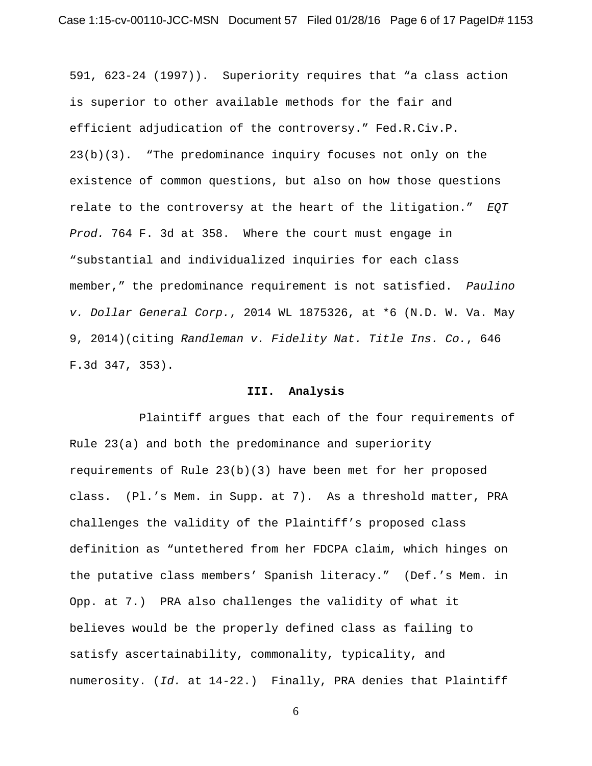591, 623-24 (1997)). Superiority requires that "a class action is superior to other available methods for the fair and efficient adjudication of the controversy." Fed.R.Civ.P. 23(b)(3). "The predominance inquiry focuses not only on the existence of common questions, but also on how those questions relate to the controversy at the heart of the litigation." *EQT Prod.* 764 F. 3d at 358. Where the court must engage in "substantial and individualized inquiries for each class member," the predominance requirement is not satisfied. *Paulino v. Dollar General Corp.*, 2014 WL 1875326, at *6 (N.D. W. Va. May 9, 2014)(citing *Randleman v. Fidelity Nat. Title Ins. Co.*, 646 F.3d 347, 353).

## III. Analysis

Plaintiff argues that each of the four requirements of Rule 23(a) and both the predominance and superiority requirements of Rule 23(b)(3) have been met for her proposed class. (Pl.'s Mem. in Supp. at 7). As a threshold matter, PRA challenges the validity of the Plaintiff's proposed class definition as "untethered from her FDCPA claim, which hinges on the putative class members' Spanish literacy." (Def.'s Mem. in Opp. at 7.) PRA also challenges the validity of what it believes would be the properly defined class as failing to satisfy ascertainability, commonality, typicality, and numerosity. (*Id.* at 14-22.) Finally, PRA denies that Plaintiff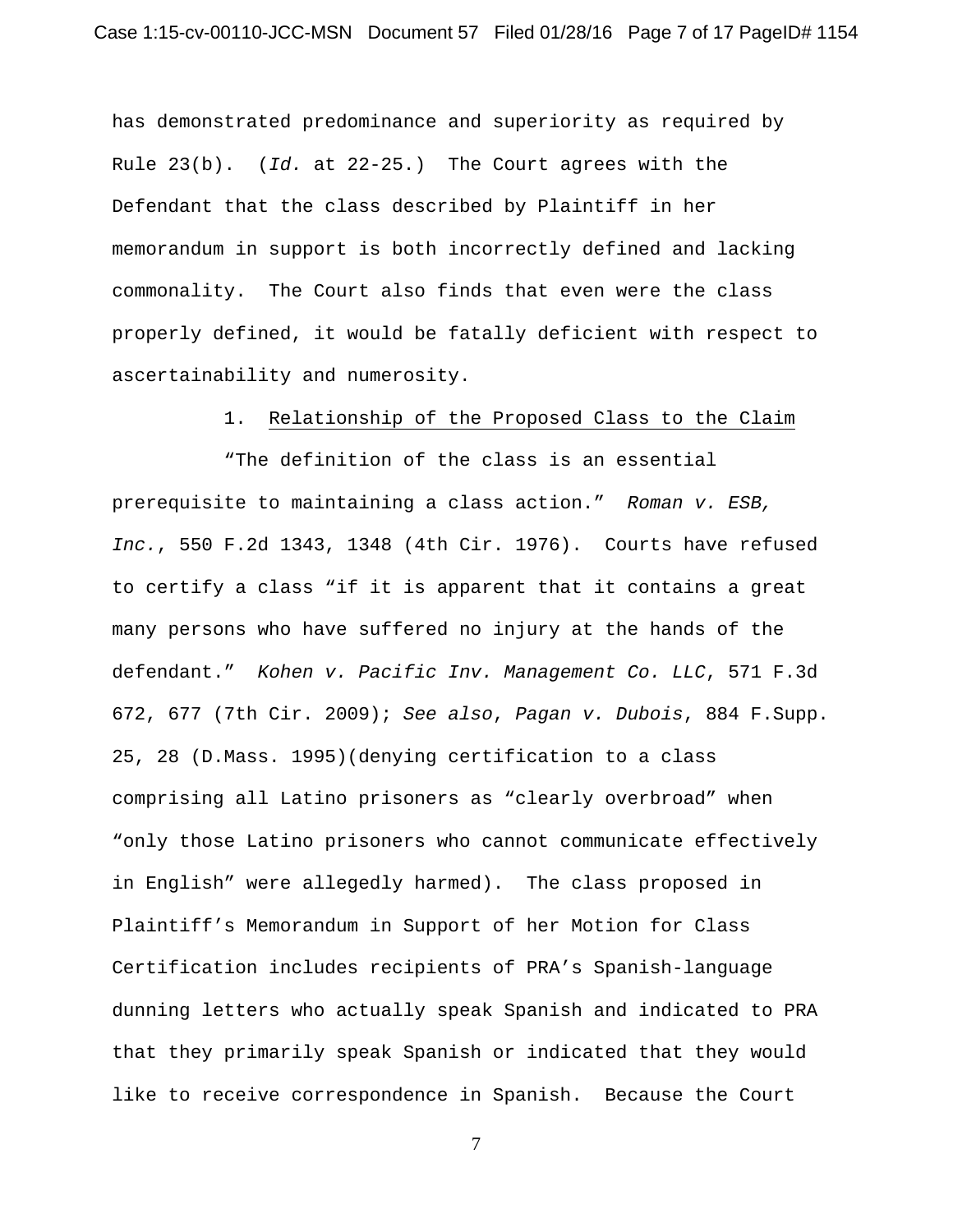has demonstrated predominance and superiority as required by Rule 23(b). (*Id.* at 22-25.) The Court agrees with the Defendant that the class described by Plaintiff in her memorandum in support is both incorrectly defined and lacking commonality. The Court also finds that even were the class properly defined, it would be fatally deficient with respect to ascertainability and numerosity.

1. Relationship of the Proposed Class to the Claim

"The definition of the class is an essential prerequisite to maintaining a class action." *Roman v. ESB, Inc.*, 550 F.2d 1343, 1348 (4th Cir. 1976). Courts have refused to certify a class "if it is apparent that it contains a great many persons who have suffered no injury at the hands of the defendant." *Kohen v. Pacific Inv. Management Co. LLC*, 571 F.3d 672, 677 (7th Cir. 2009); *See also*, *Pagan v. Dubois*, 884 F.Supp. 25, 28 (D.Mass. 1995)(denying certification to a class comprising all Latino prisoners as "clearly overbroad" when "only those Latino prisoners who cannot communicate effectively in English" were allegedly harmed). The class proposed in Plaintiff's Memorandum in Support of her Motion for Class Certification includes recipients of PRA's Spanish-language dunning letters who actually speak Spanish and indicated to PRA that they primarily speak Spanish or indicated that they would like to receive correspondence in Spanish. Because the Court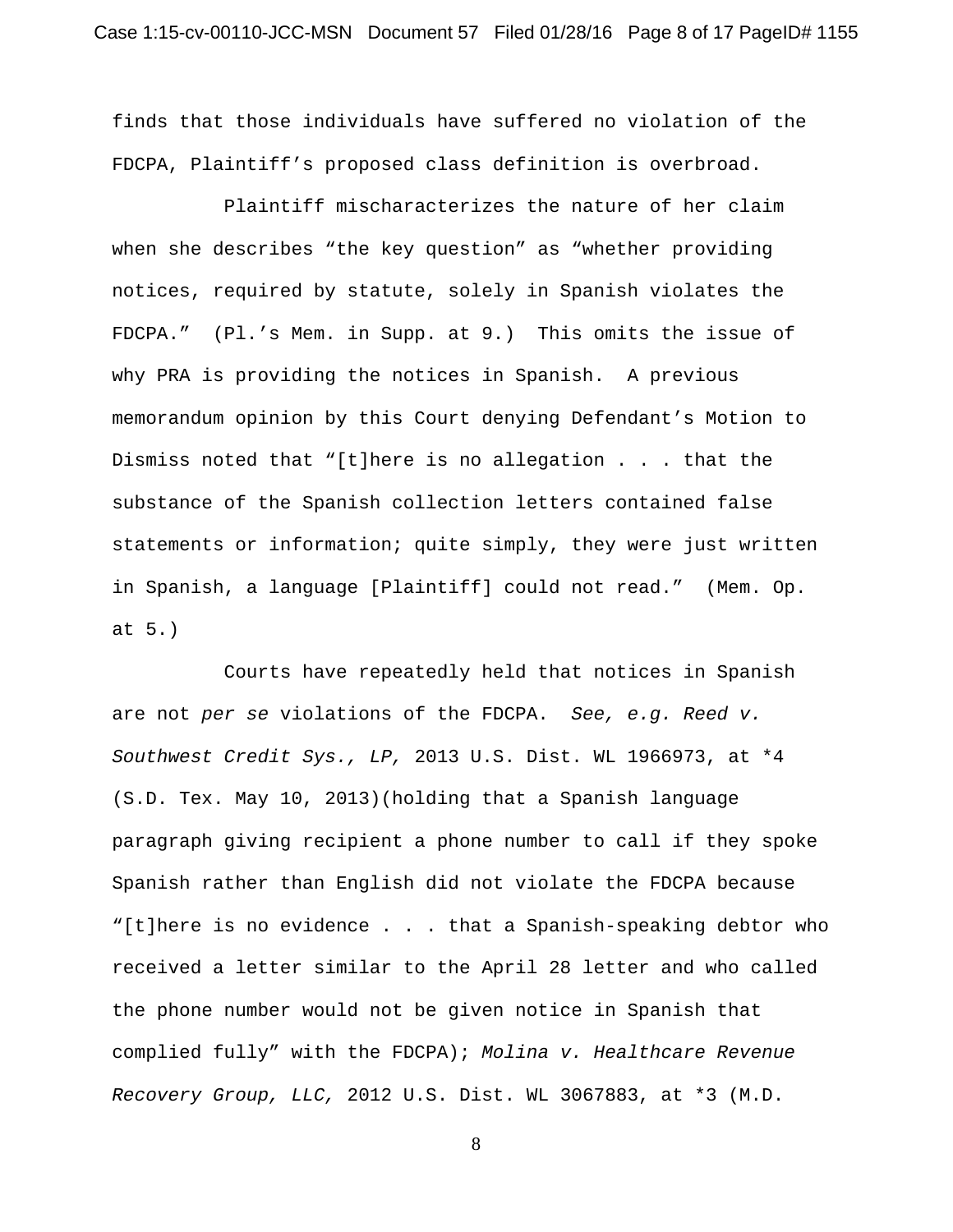finds that those individuals have suffered no violation of the FDCPA, Plaintiff's proposed class definition is overbroad.

Plaintiff mischaracterizes the nature of her claim when she describes "the key question" as "whether providing notices, required by statute, solely in Spanish violates the FDCPA." (Pl.'s Mem. in Supp. at 9.) This omits the issue of why PRA is providing the notices in Spanish. A previous memorandum opinion by this Court denying Defendant's Motion to Dismiss noted that "[t]here is no allegation . . . that the substance of the Spanish collection letters contained false statements or information; quite simply, they were just written in Spanish, a language [Plaintiff] could not read." (Mem. Op. at 5.)

Courts have repeatedly held that notices in Spanish are not *per se* violations of the FDCPA. *See, e.g. Reed v. Southwest Credit Sys., LP,* 2013 U.S. Dist. WL 1966973, at *4 (S.D. Tex. May 10, 2013)(holding that a Spanish language paragraph giving recipient a phone number to call if they spoke Spanish rather than English did not violate the FDCPA because "[t]here is no evidence . . . that a Spanish-speaking debtor who received a letter similar to the April 28 letter and who called the phone number would not be given notice in Spanish that complied fully" with the FDCPA); *Molina v. Healthcare Revenue Recovery Group, LLC,* 2012 U.S. Dist. WL 3067883, at *3 (M.D.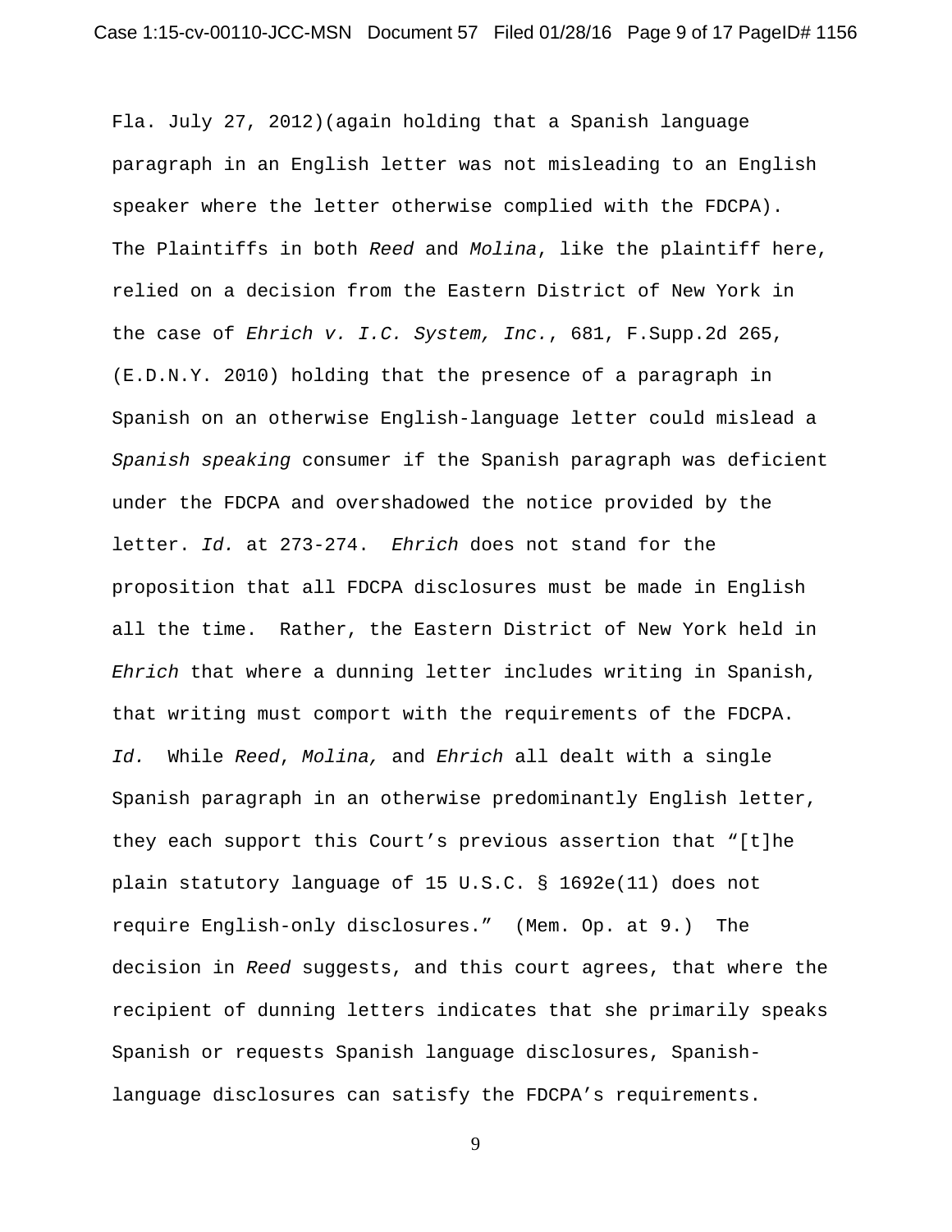Fla. July 27, 2012)(again holding that a Spanish language paragraph in an English letter was not misleading to an English speaker where the letter otherwise complied with the FDCPA). The Plaintiffs in both *Reed* and *Molina*, like the plaintiff here, relied on a decision from the Eastern District of New York in the case of *Ehrich v. I.C. System, Inc.*, 681, F.Supp.2d 265, (E.D.N.Y. 2010) holding that the presence of a paragraph in Spanish on an otherwise English-language letter could mislead a *Spanish speaking* consumer if the Spanish paragraph was deficient under the FDCPA and overshadowed the notice provided by the letter. *Id.* at 273-274. *Ehrich* does not stand for the proposition that all FDCPA disclosures must be made in English all the time. Rather, the Eastern District of New York held in *Ehrich* that where a dunning letter includes writing in Spanish, that writing must comport with the requirements of the FDCPA. *Id.* While *Reed*, *Molina,* and *Ehrich* all dealt with a single Spanish paragraph in an otherwise predominantly English letter, they each support this Court's previous assertion that "[t]he plain statutory language of 15 U.S.C. § 1692e(11) does not require English-only disclosures." (Mem. Op. at 9.) The decision in *Reed* suggests, and this court agrees, that where the recipient of dunning letters indicates that she primarily speaks Spanish or requests Spanish language disclosures, Spanish-language disclosures can satisfy the FDCPA's requirements.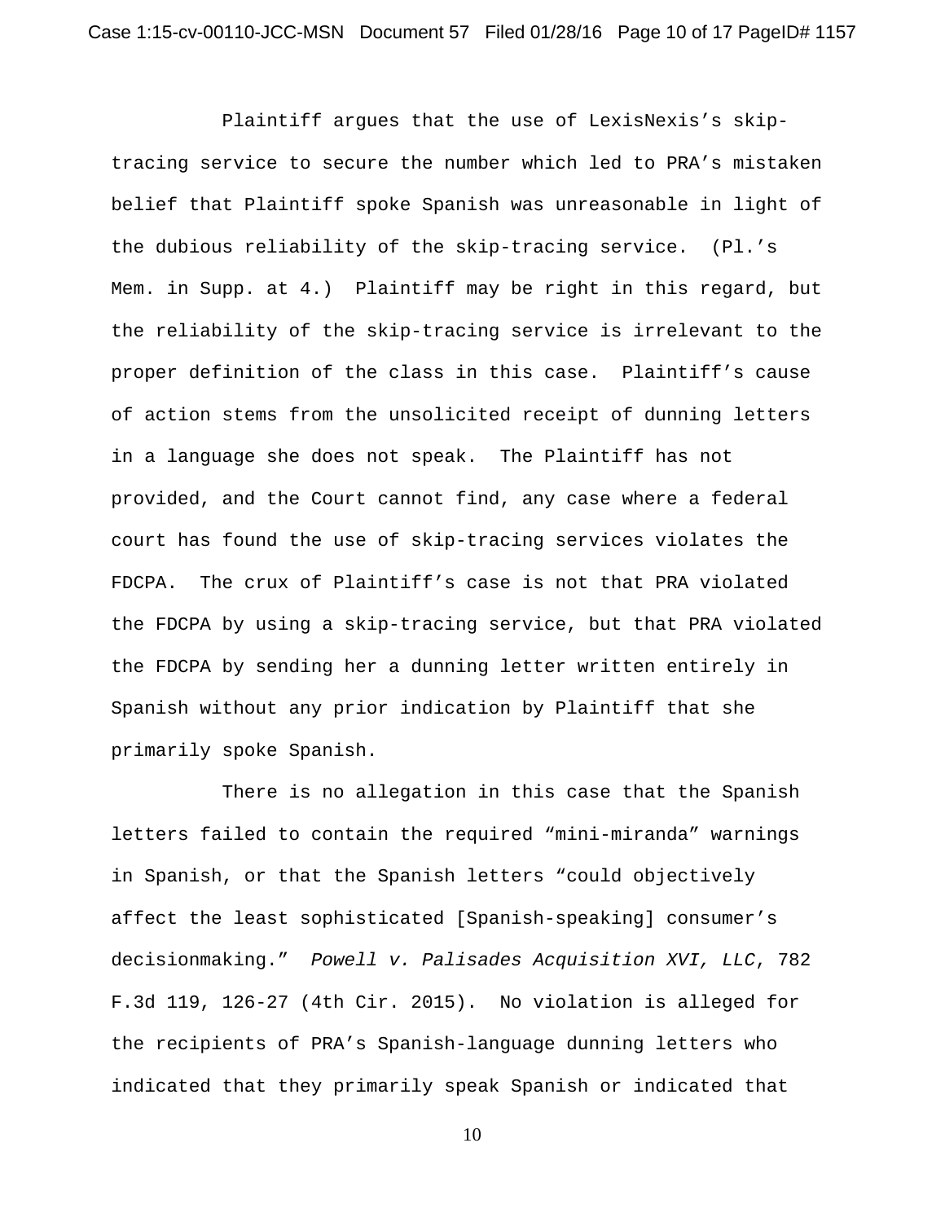Plaintiff argues that the use of LexisNexis's skip-tracing service to secure the number which led to PRA's mistaken belief that Plaintiff spoke Spanish was unreasonable in light of the dubious reliability of the skip-tracing service. (Pl.'s Mem. in Supp. at 4.) Plaintiff may be right in this regard, but the reliability of the skip-tracing service is irrelevant to the proper definition of the class in this case. Plaintiff's cause of action stems from the unsolicited receipt of dunning letters in a language she does not speak. The Plaintiff has not provided, and the Court cannot find, any case where a federal court has found the use of skip-tracing services violates the FDCPA. The crux of Plaintiff's case is not that PRA violated the FDCPA by using a skip-tracing service, but that PRA violated the FDCPA by sending her a dunning letter written entirely in Spanish without any prior indication by Plaintiff that she primarily spoke Spanish.

There is no allegation in this case that the Spanish letters failed to contain the required "mini-miranda" warnings in Spanish, or that the Spanish letters "could objectively affect the least sophisticated [Spanish-speaking] consumer's decisionmaking." *Powell v. Palisades Acquisition XVI, LLC*, 782 F.3d 119, 126-27 (4th Cir. 2015). No violation is alleged for the recipients of PRA's Spanish-language dunning letters who indicated that they primarily speak Spanish or indicated that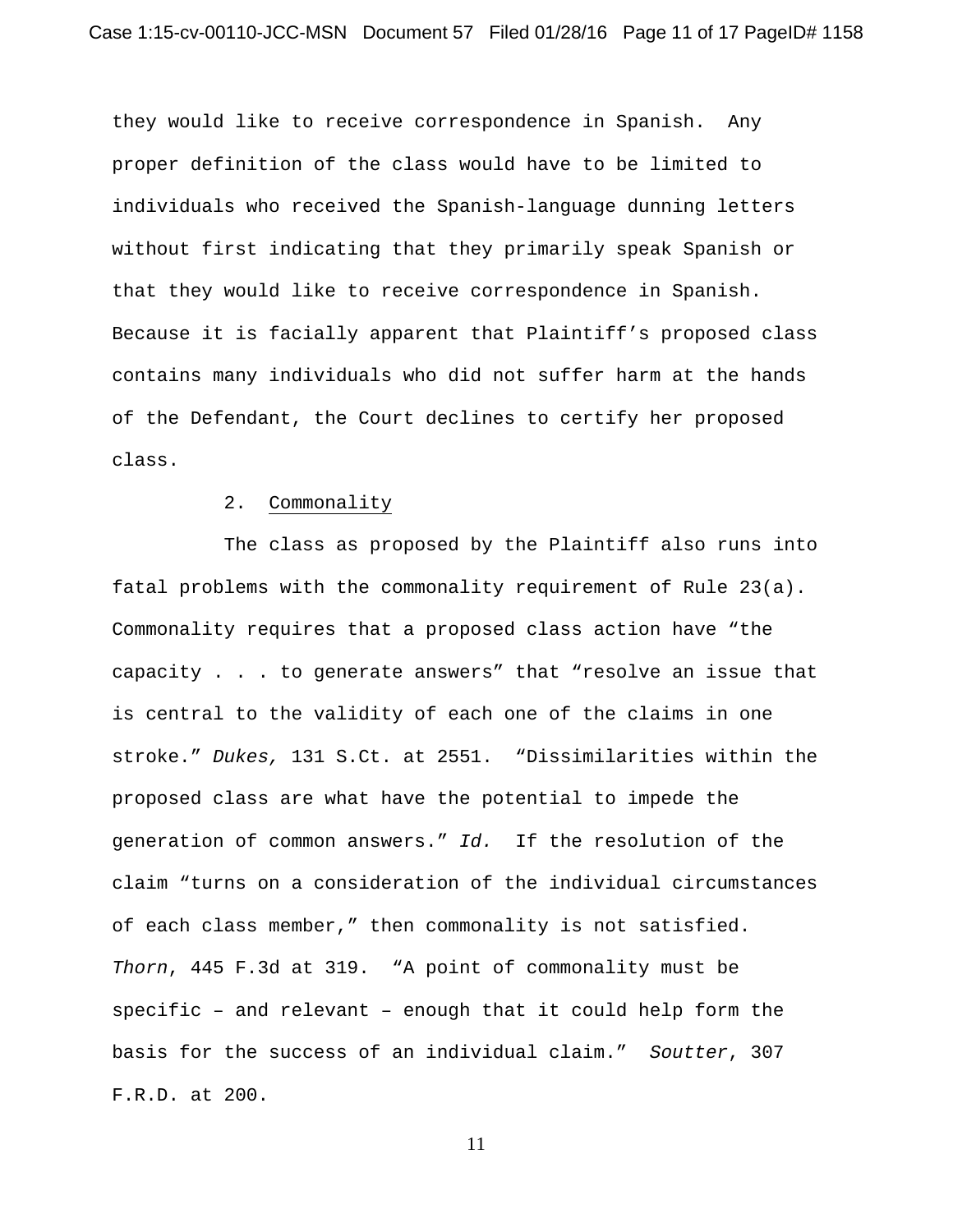they would like to receive correspondence in Spanish. Any proper definition of the class would have to be limited to individuals who received the Spanish-language dunning letters without first indicating that they primarily speak Spanish or that they would like to receive correspondence in Spanish. Because it is facially apparent that Plaintiff's proposed class contains many individuals who did not suffer harm at the hands of the Defendant, the Court declines to certify her proposed class.

2. Commonality

The class as proposed by the Plaintiff also runs into fatal problems with the commonality requirement of Rule 23(a). Commonality requires that a proposed class action have "the capacity . . . to generate answers" that "resolve an issue that is central to the validity of each one of the claims in one stroke." *Dukes,* 131 S.Ct. at 2551. "Dissimilarities within the proposed class are what have the potential to impede the generation of common answers." *Id.* If the resolution of the claim "turns on a consideration of the individual circumstances of each class member," then commonality is not satisfied. *Thorn*, 445 F.3d at 319. "A point of commonality must be specific – and relevant – enough that it could help form the basis for the success of an individual claim." *Soutter*, 307 F.R.D. at 200.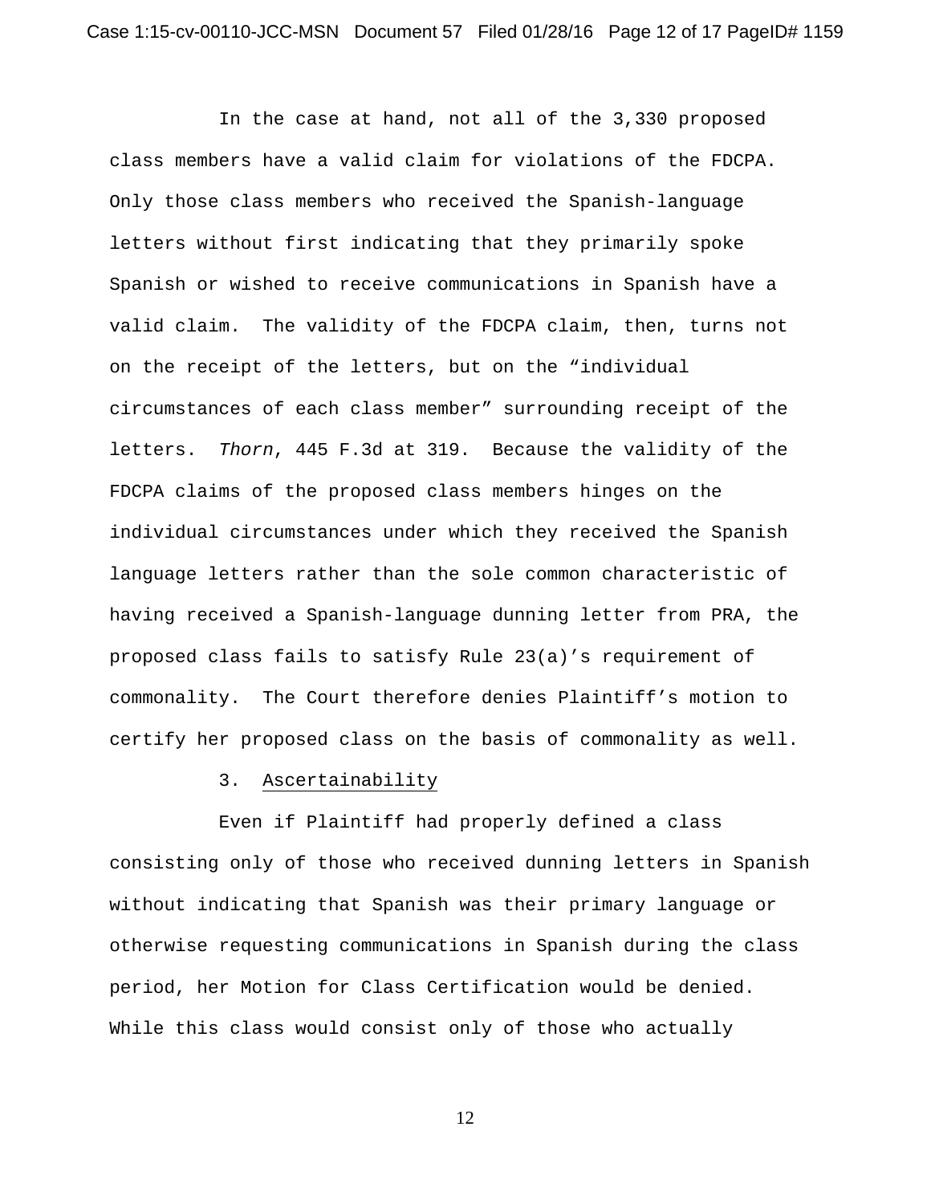In the case at hand, not all of the 3,330 proposed class members have a valid claim for violations of the FDCPA. Only those class members who received the Spanish-language letters without first indicating that they primarily spoke Spanish or wished to receive communications in Spanish have a valid claim. The validity of the FDCPA claim, then, turns not on the receipt of the letters, but on the "individual circumstances of each class member" surrounding receipt of the letters. *Thorn*, 445 F.3d at 319. Because the validity of the FDCPA claims of the proposed class members hinges on the individual circumstances under which they received the Spanish language letters rather than the sole common characteristic of having received a Spanish-language dunning letter from PRA, the proposed class fails to satisfy Rule 23(a)'s requirement of commonality. The Court therefore denies Plaintiff's motion to certify her proposed class on the basis of commonality as well.

3. <u>Ascertainability</u>

Even if Plaintiff had properly defined a class consisting only of those who received dunning letters in Spanish without indicating that Spanish was their primary language or otherwise requesting communications in Spanish during the class period, her Motion for Class Certification would be denied. While this class would consist only of those who actually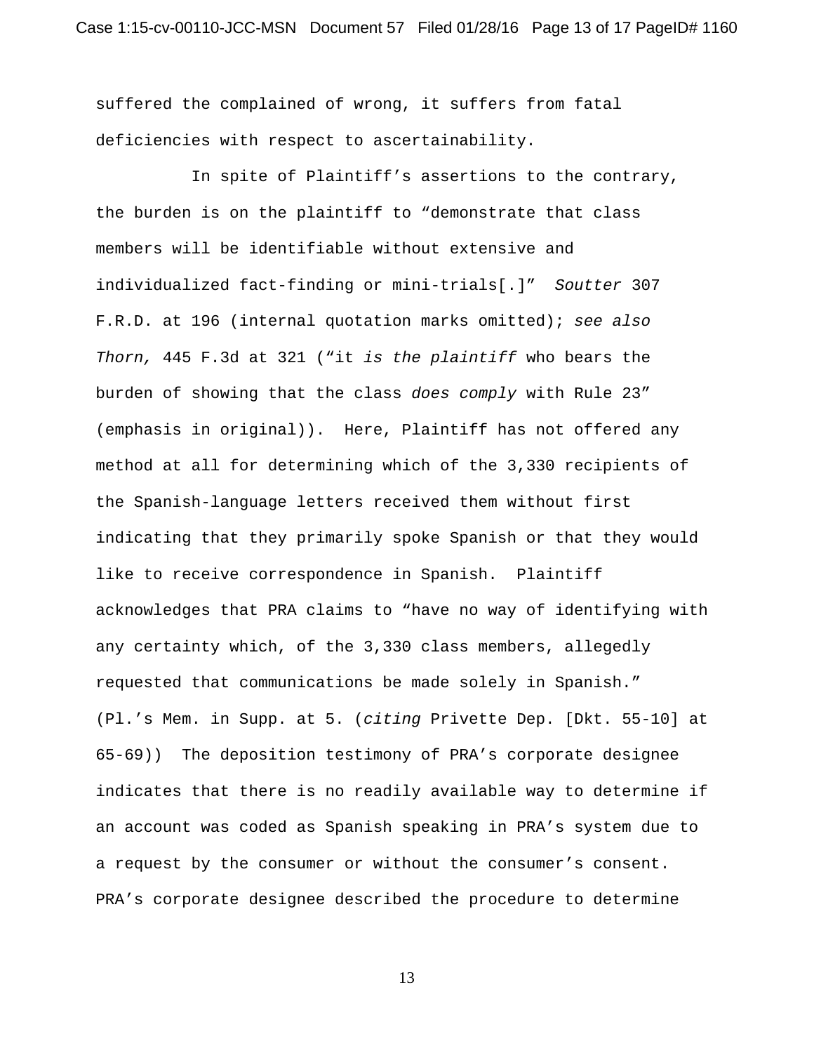suffered the complained of wrong, it suffers from fatal deficiencies with respect to ascertainability.

In spite of Plaintiff's assertions to the contrary, the burden is on the plaintiff to "demonstrate that class members will be identifiable without extensive and individualized fact-finding or mini-trials[.]" *Soutter* 307 F.R.D. at 196 (internal quotation marks omitted); *see also Thorn,* 445 F.3d at 321 ("it *is the plaintiff* who bears the burden of showing that the class *does comply* with Rule 23" (emphasis in original)). Here, Plaintiff has not offered any method at all for determining which of the 3,330 recipients of the Spanish-language letters received them without first indicating that they primarily spoke Spanish or that they would like to receive correspondence in Spanish. Plaintiff acknowledges that PRA claims to "have no way of identifying with any certainty which, of the 3,330 class members, allegedly requested that communications be made solely in Spanish." (Pl.'s Mem. in Supp. at 5. (*citing* Privette Dep. [Dkt. 55-10] at 65-69)) The deposition testimony of PRA's corporate designee indicates that there is no readily available way to determine if an account was coded as Spanish speaking in PRA's system due to a request by the consumer or without the consumer's consent. PRA's corporate designee described the procedure to determine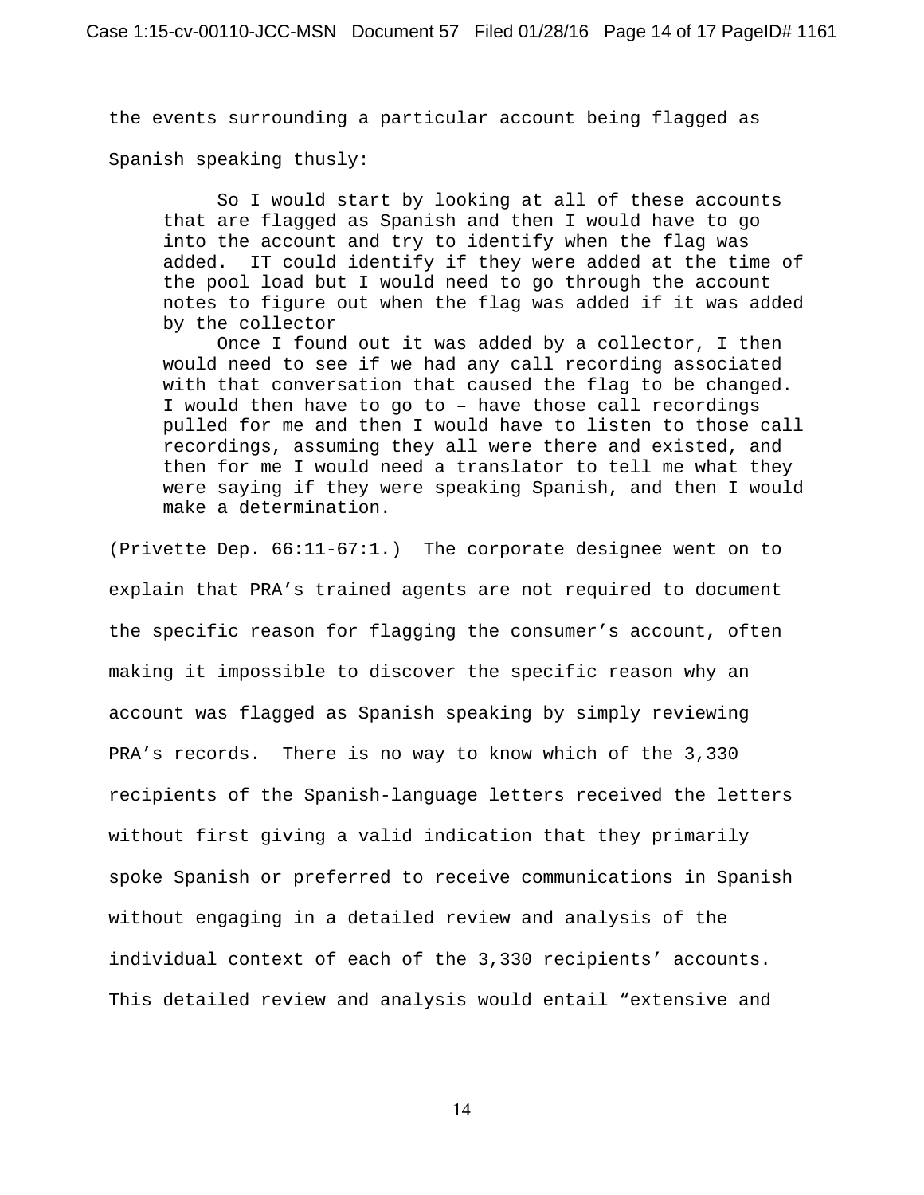the events surrounding a particular account being flagged as Spanish speaking thusly:

> So I would start by looking at all of these accounts that are flagged as Spanish and then I would have to go into the account and try to identify when the flag was added. IT could identify if they were added at the time of the pool load but I would need to go through the account notes to figure out when the flag was added if it was added by the collector
>
> Once I found out it was added by a collector, I then would need to see if we had any call recording associated with that conversation that caused the flag to be changed. I would then have to go to – have those call recordings pulled for me and then I would have to listen to those call recordings, assuming they all were there and existed, and then for me I would need a translator to tell me what they were saying if they were speaking Spanish, and then I would make a determination.

(Privette Dep. 66:11-67:1.) The corporate designee went on to explain that PRA's trained agents are not required to document the specific reason for flagging the consumer's account, often making it impossible to discover the specific reason why an account was flagged as Spanish speaking by simply reviewing PRA's records. There is no way to know which of the 3,330 recipients of the Spanish-language letters received the letters without first giving a valid indication that they primarily spoke Spanish or preferred to receive communications in Spanish without engaging in a detailed review and analysis of the individual context of each of the 3,330 recipients' accounts. This detailed review and analysis would entail "extensive and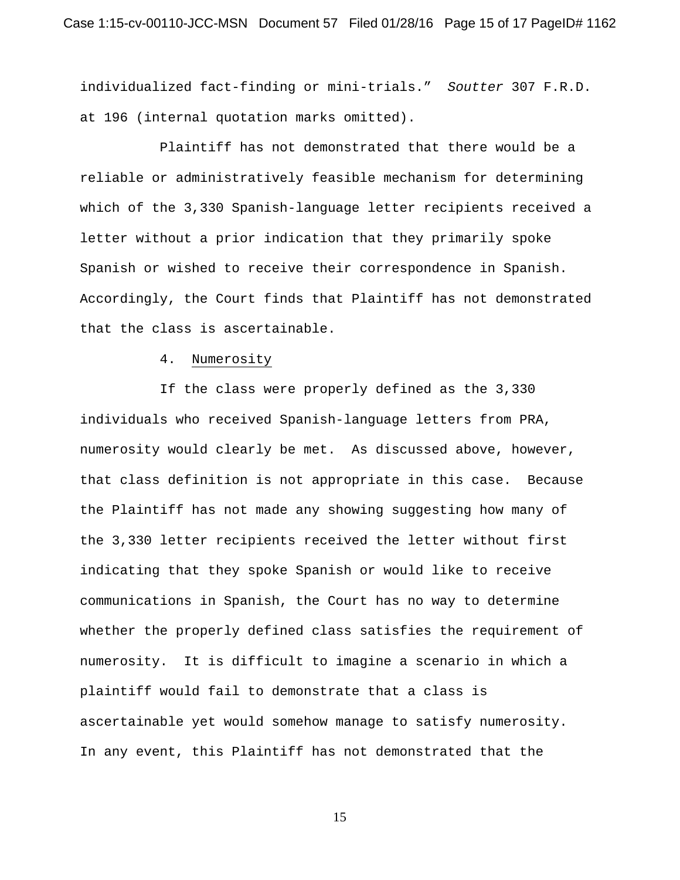individualized fact-finding or mini-trials." *Soutter* 307 F.R.D. at 196 (internal quotation marks omitted).

Plaintiff has not demonstrated that there would be a reliable or administratively feasible mechanism for determining which of the 3,330 Spanish-language letter recipients received a letter without a prior indication that they primarily spoke Spanish or wished to receive their correspondence in Spanish. Accordingly, the Court finds that Plaintiff has not demonstrated that the class is ascertainable.

4. Numerosity

If the class were properly defined as the 3,330 individuals who received Spanish-language letters from PRA, numerosity would clearly be met. As discussed above, however, that class definition is not appropriate in this case. Because the Plaintiff has not made any showing suggesting how many of the 3,330 letter recipients received the letter without first indicating that they spoke Spanish or would like to receive communications in Spanish, the Court has no way to determine whether the properly defined class satisfies the requirement of numerosity. It is difficult to imagine a scenario in which a plaintiff would fail to demonstrate that a class is ascertainable yet would somehow manage to satisfy numerosity. In any event, this Plaintiff has not demonstrated that the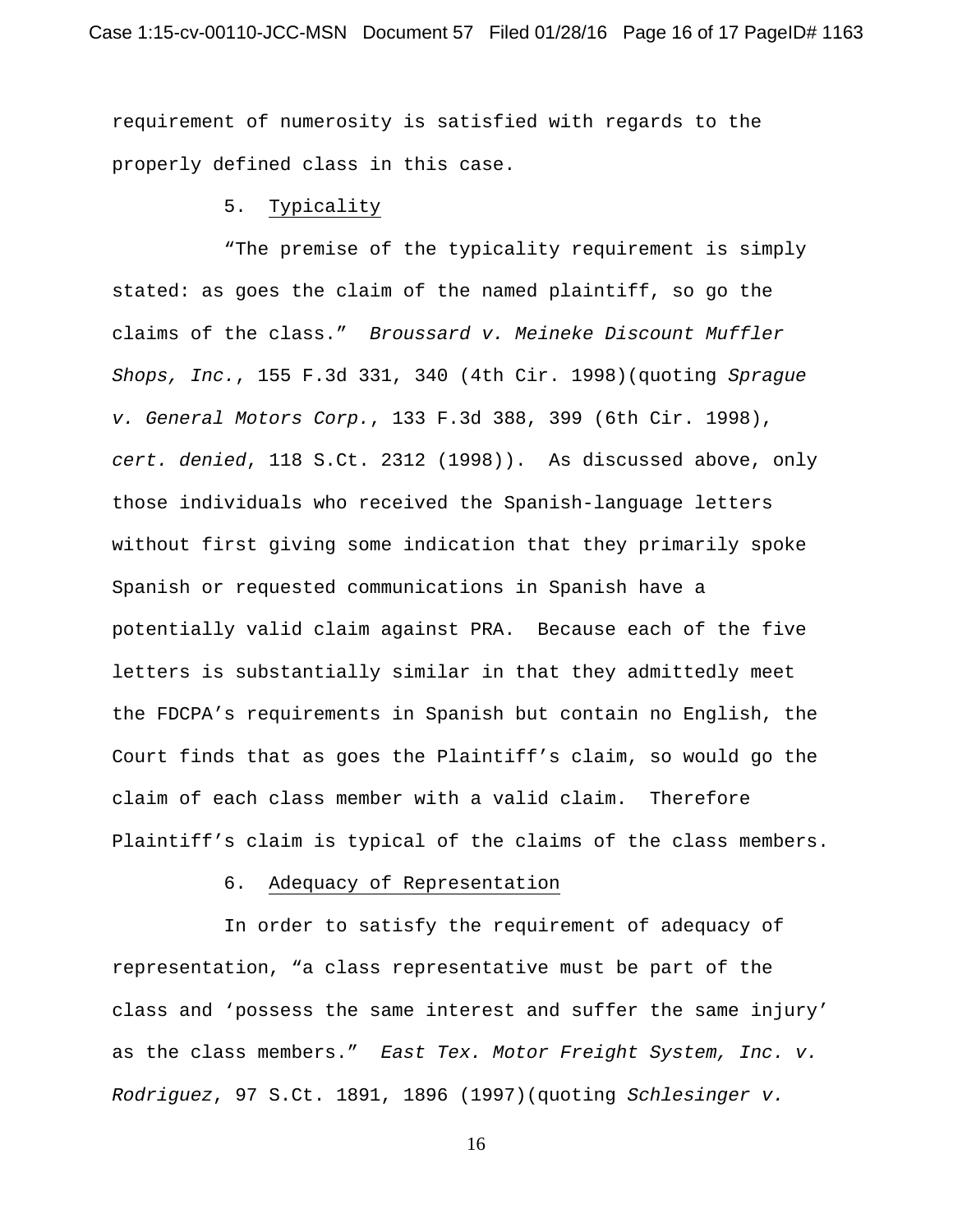requirement of numerosity is satisfied with regards to the properly defined class in this case.

5. Typicality

"The premise of the typicality requirement is simply stated: as goes the claim of the named plaintiff, so go the claims of the class." *Broussard v. Meineke Discount Muffler Shops, Inc.*, 155 F.3d 331, 340 (4th Cir. 1998)(quoting *Sprague v. General Motors Corp.*, 133 F.3d 388, 399 (6th Cir. 1998), *cert. denied*, 118 S.Ct. 2312 (1998)). As discussed above, only those individuals who received the Spanish-language letters without first giving some indication that they primarily spoke Spanish or requested communications in Spanish have a potentially valid claim against PRA. Because each of the five letters is substantially similar in that they admittedly meet the FDCPA's requirements in Spanish but contain no English, the Court finds that as goes the Plaintiff's claim, so would go the claim of each class member with a valid claim. Therefore Plaintiff's claim is typical of the claims of the class members.

6. Adequacy of Representation

In order to satisfy the requirement of adequacy of representation, "a class representative must be part of the class and 'possess the same interest and suffer the same injury' as the class members." *East Tex. Motor Freight System, Inc. v. Rodriguez*, 97 S.Ct. 1891, 1896 (1997)(quoting *Schlesinger v.*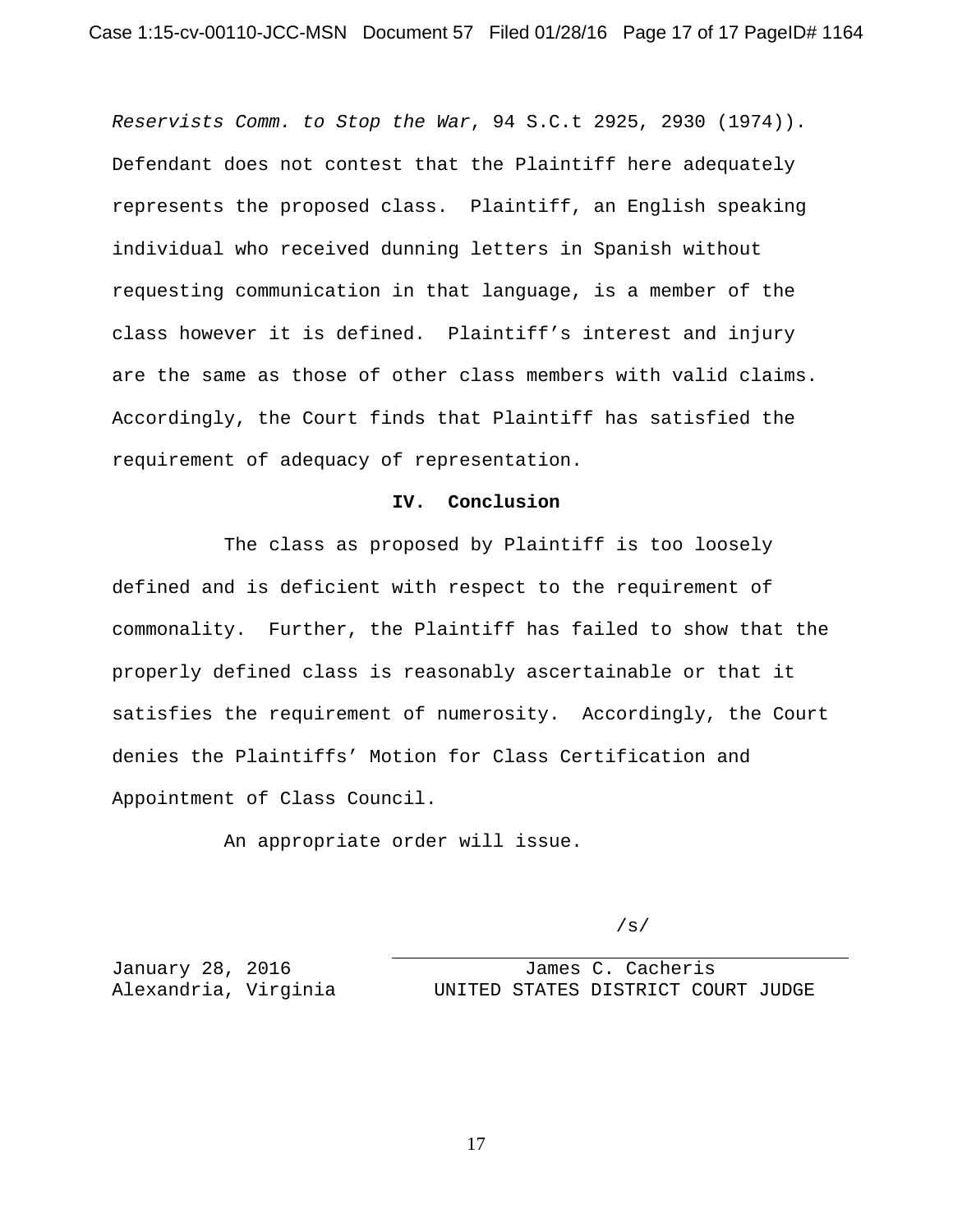*Reservists Comm. to Stop the War*, 94 S.C.t 2925, 2930 (1974)). Defendant does not contest that the Plaintiff here adequately represents the proposed class. Plaintiff, an English speaking individual who received dunning letters in Spanish without requesting communication in that language, is a member of the class however it is defined. Plaintiff's interest and injury are the same as those of other class members with valid claims. Accordingly, the Court finds that Plaintiff has satisfied the requirement of adequacy of representation.

## IV. Conclusion

The class as proposed by Plaintiff is too loosely defined and is deficient with respect to the requirement of commonality. Further, the Plaintiff has failed to show that the properly defined class is reasonably ascertainable or that it satisfies the requirement of numerosity. Accordingly, the Court denies the Plaintiffs' Motion for Class Certification and Appointment of Class Council.

An appropriate order will issue.

/s/

January 28, 2016
Alexandria, Virginia

James C. Cacheris
UNITED STATES DISTRICT COURT JUDGE